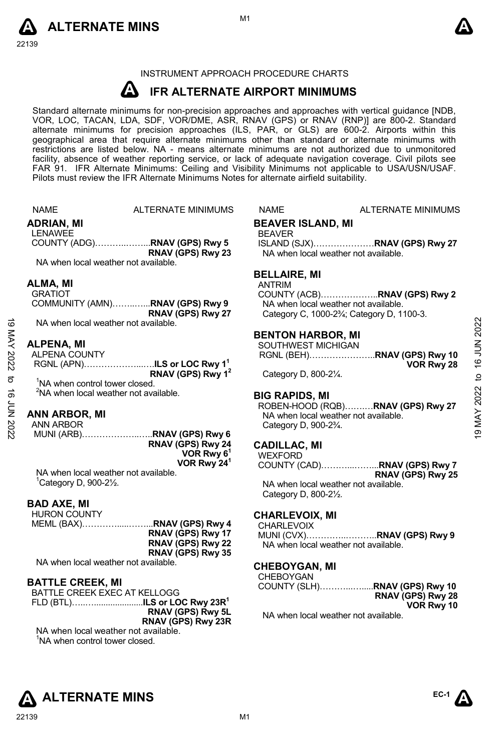INSTRUMENT APPROACH PROCEDURE CHARTS

# IFR ALTERNATE AIRPORT MINIMUMS

Standard alternate minimums for non-precision approaches and approaches with vertical guidance [NDB, VOR, LOC, TACAN, LDA, SDF, VOR/DME, ASR, RNAV (GPS) or RNAV (RNP)] are 800-2. Standard alternate minimums for precision approaches (ILS, PAR, or GLS) are 600-2. Airports within this geographical area that require alternate minimums other than standard or alternate minimums with restrictions are listed below. NA - means alternate minimums are not authorized due to unmonitored facility, absence of weather reporting service, or lack of adequate navigation coverage. Civil pilots see FAR 91. IFR Alternate Minimums: Ceiling and Visibility Minimums not applicable to USA/USN/USAF. Pilots must review the IFR Alternate Minimums Notes for alternate airfield suitability.

NAME — ALTERNATE MINIMUMS

**ADRIAN, MI**
LENAWEE COUNTY (ADG)……………**RNAV (GPS) Rwy 5**
**RNAV (GPS) Rwy 23**
NA when local weather not available.

**ALMA, MI**
GRATIOT COMMUNITY (AMN)…………**RNAV (GPS) Rwy 9**
**RNAV (GPS) Rwy 27**
NA when local weather not available.

**ALPENA, MI**
ALPENA COUNTY RGNL (APN)…………………**ILS or LOC Rwy 1**[1]
**RNAV (GPS) Rwy 1**[2]
[1]NA when control tower closed.
[2]NA when local weather not available.

**ANN ARBOR, MI**
ANN ARBOR MUNI (ARB)…………………**RNAV (GPS) Rwy 6**
**RNAV (GPS) Rwy 24**
**VOR Rwy 6**[1]
**VOR Rwy 24**[1]
NA when local weather not available.
[1]Category D, 900-2½.

**BAD AXE, MI**
HURON COUNTY MEML (BAX)…………………**RNAV (GPS) Rwy 4**
**RNAV (GPS) Rwy 17**
**RNAV (GPS) Rwy 22**
**RNAV (GPS) Rwy 35**
NA when local weather not available.

**BATTLE CREEK, MI**
BATTLE CREEK EXEC AT KELLOGG FLD (BTL)…………**ILS or LOC Rwy 23R**[1]
**RNAV (GPS) Rwy 5L**
**RNAV (GPS) Rwy 23R**
NA when local weather not available.
[1]NA when control tower closed.

**BEAVER ISLAND, MI**
BEAVER ISLAND (SJX)…………………**RNAV (GPS) Rwy 27**
NA when local weather not available.

**BELLAIRE, MI**
ANTRIM COUNTY (ACB)…………………**RNAV (GPS) Rwy 2**
NA when local weather not available.
Category C, 1000-2¾; Category D, 1100-3.

**BENTON HARBOR, MI**
SOUTHWEST MICHIGAN RGNL (BEH)…………………**RNAV (GPS) Rwy 10**
**VOR Rwy 28**
Category D, 800-2¼.

**BIG RAPIDS, MI**
ROBEN-HOOD (RQB)…………**RNAV (GPS) Rwy 27**
NA when local weather not available.
Category D, 900-2¾.

**CADILLAC, MI**
WEXFORD COUNTY (CAD)…………………**RNAV (GPS) Rwy 7**
**RNAV (GPS) Rwy 25**
NA when local weather not available.
Category D, 800-2½.

**CHARLEVOIX, MI**
CHARLEVOIX MUNI (CVX)…………………**RNAV (GPS) Rwy 9**
NA when local weather not available.

**CHEBOYGAN, MI**
CHEBOYGAN COUNTY (SLH)…………………**RNAV (GPS) Rwy 10**
**RNAV (GPS) Rwy 28**
**VOR Rwy 10**
NA when local weather not available.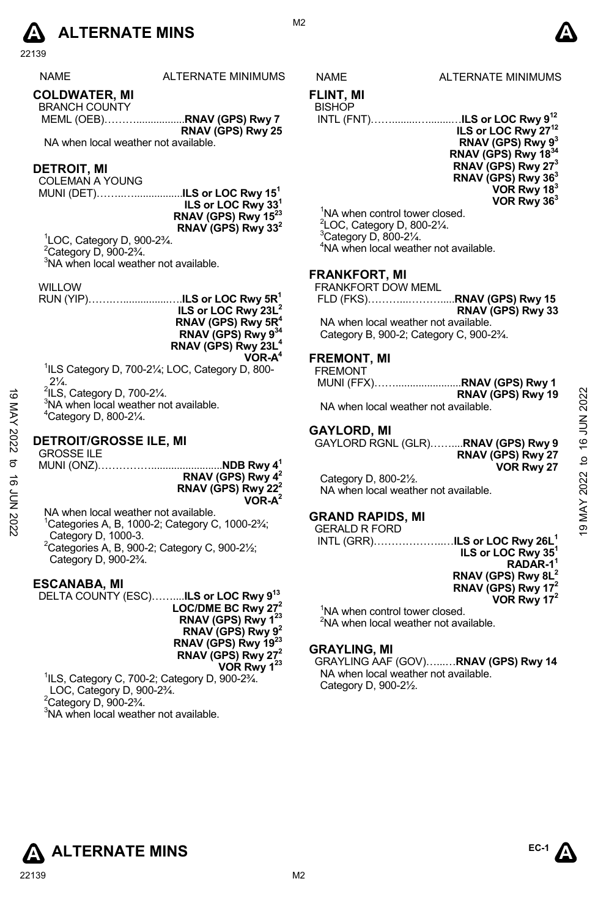# ALTERNATE MINS

| NAME | ALTERNATE MINIMUMS |
| --- | --- |

## COLDWATER, MI

BRANCH COUNTY
MEML (OEB)………................**RNAV (GPS) Rwy 7**
**RNAV (GPS) Rwy 25**

NA when local weather not available.

## DETROIT, MI

COLEMAN A YOUNG
MUNI (DET)……..….................**ILS or LOC Rwy 15**[1]
**ILS or LOC Rwy 33**[1]
**RNAV (GPS) Rwy 15**[23]
**RNAV (GPS) Rwy 33**[2]

[1]LOC, Category D, 900-2¾.
[2]Category D, 900-2¾.
[3]NA when local weather not available.

WILLOW
RUN (YIP)…….….................….**ILS or LOC Rwy 5R**[1]
**ILS or LOC Rwy 23L**[2]
**RNAV (GPS) Rwy 5R**[4]
**RNAV (GPS) Rwy 9**[34]
**RNAV (GPS) Rwy 23L**[4]
**VOR-A**[4]

[1]ILS Category D, 700-2¼; LOC, Category D, 800-2¼.
[2]ILS, Category D, 700-2¼.
[3]NA when local weather not available.
[4]Category D, 800-2¼.

## DETROIT/GROSSE ILE, MI

GROSSE ILE
MUNI (ONZ)……………........................**NDB Rwy 4**[1]
**RNAV (GPS) Rwy 4**[2]
**RNAV (GPS) Rwy 22**[2]
**VOR-A**[2]

NA when local weather not available.
[1]Categories A, B, 1000-2; Category C, 1000-2¾; Category D, 1000-3.
[2]Categories A, B, 900-2; Category C, 900-2½; Category D, 900-2¾.

## ESCANABA, MI

DELTA COUNTY (ESC)……....**ILS or LOC Rwy 9**[13]
**LOC/DME BC Rwy 27**[2]
**RNAV (GPS) Rwy 1**[23]
**RNAV (GPS) Rwy 9**[2]
**RNAV (GPS) Rwy 19**[23]
**RNAV (GPS) Rwy 27**[2]
**VOR Rwy 1**[23]

[1]ILS, Category C, 700-2; Category D, 900-2¾. LOC, Category D, 900-2¾.
[2]Category D, 900-2¾.
[3]NA when local weather not available.

## FLINT, MI

BISHOP
INTL (FNT)……........….........…**ILS or LOC Rwy 9**[12]
**ILS or LOC Rwy 27**[12]
**RNAV (GPS) Rwy 9**[3]
**RNAV (GPS) Rwy 18**[34]
**RNAV (GPS) Rwy 27**[3]
**RNAV (GPS) Rwy 36**[3]
**VOR Rwy 18**[3]
**VOR Rwy 36**[3]

[1]NA when control tower closed.
[2]LOC, Category D, 800-2¼.
[3]Category D, 800-2¼.
[4]NA when local weather not available.

## FRANKFORT, MI

FRANKFORT DOW MEML
FLD (FKS)………...……….....**RNAV (GPS) Rwy 15**
**RNAV (GPS) Rwy 33**

NA when local weather not available.
Category B, 900-2; Category C, 900-2¾.

## FREMONT, MI

FREMONT
MUNI (FFX)……......................**RNAV (GPS) Rwy 1**
**RNAV (GPS) Rwy 19**

NA when local weather not available.

## GAYLORD, MI

GAYLORD RGNL (GLR)……....**RNAV (GPS) Rwy 9**
**RNAV (GPS) Rwy 27**
**VOR Rwy 27**

Category D, 800-2½.
NA when local weather not available.

## GRAND RAPIDS, MI

GERALD R FORD
INTL (GRR)………………..….**ILS or LOC Rwy 26L**[1]
**ILS or LOC Rwy 35**[1]
**RADAR-1**[1]
**RNAV (GPS) Rwy 8L**[2]
**RNAV (GPS) Rwy 17**[2]
**VOR Rwy 17**[2]

[1]NA when control tower closed.
[2]NA when local weather not available.

## GRAYLING, MI

GRAYLING AAF (GOV)…...…**RNAV (GPS) Rwy 14**

NA when local weather not available.
Category D, 900-2½.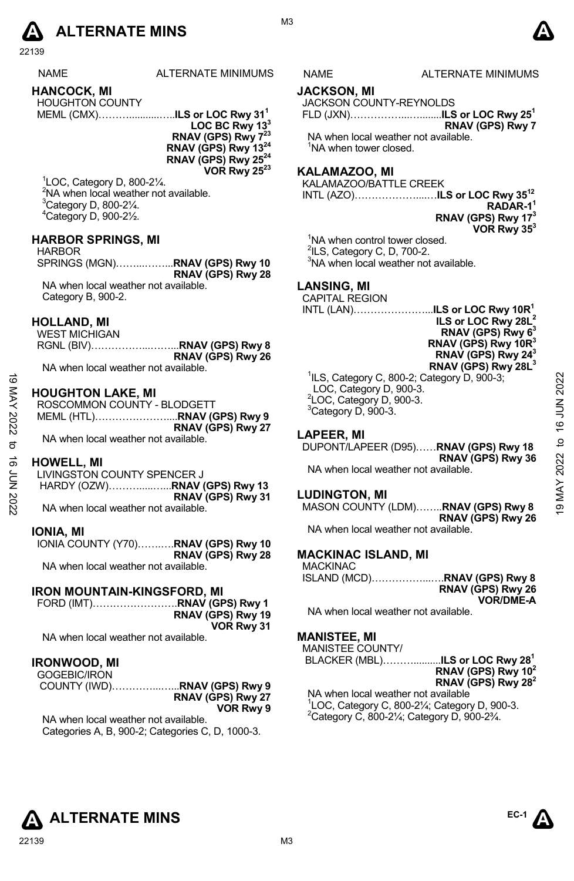# ALTERNATE MINS

| NAME | ALTERNATE MINIMUMS |
|---|---|

## HANCOCK, MI

HOUGHTON COUNTY
MEML (CMX)……….........…..**ILS or LOC Rwy 31[1]**
**LOC BC Rwy 13[3]**
**RNAV (GPS) Rwy 7[23]**
**RNAV (GPS) Rwy 13[24]**
**RNAV (GPS) Rwy 25[24]**
**VOR Rwy 25[23]**

[1]LOC, Category D, 800-2¼.
[2]NA when local weather not available.
[3]Category D, 800-2¼.
[4]Category D, 900-2½.

## HARBOR SPRINGS, MI

HARBOR
SPRINGS (MGN)……...……...**RNAV (GPS) Rwy 10**
**RNAV (GPS) Rwy 28**

NA when local weather not available.
Category B, 900-2.

## HOLLAND, MI

WEST MICHIGAN
RGNL (BIV)……………...……...**RNAV (GPS) Rwy 8**
**RNAV (GPS) Rwy 26**

NA when local weather not available.

## HOUGHTON LAKE, MI

ROSCOMMON COUNTY - BLODGETT
MEML (HTL)…………………....**RNAV (GPS) Rwy 9**
**RNAV (GPS) Rwy 27**

NA when local weather not available.

## HOWELL, MI

LIVINGSTON COUNTY SPENCER J
HARDY (OZW)………......…...**RNAV (GPS) Rwy 13**
**RNAV (GPS) Rwy 31**

NA when local weather not available.

## IONIA, MI

IONIA COUNTY (Y70)……..…**RNAV (GPS) Rwy 10**
**RNAV (GPS) Rwy 28**

NA when local weather not available.

## IRON MOUNTAIN-KINGSFORD, MI

FORD (IMT)……………………..**RNAV (GPS) Rwy 1**
**RNAV (GPS) Rwy 19**
**VOR Rwy 31**

NA when local weather not available.

## IRONWOOD, MI

GOGEBIC/IRON
COUNTY (IWD)…………...…...**RNAV (GPS) Rwy 9**
**RNAV (GPS) Rwy 27**
**VOR Rwy 9**

NA when local weather not available.
Categories A, B, 900-2; Categories C, D, 1000-3.

## JACKSON, MI

JACKSON COUNTY-REYNOLDS
FLD (JXN)……………...…......**ILS or LOC Rwy 25[1]**
**RNAV (GPS) Rwy 7**

NA when local weather not available.
[1]NA when tower closed.

## KALAMAZOO, MI

KALAMAZOO/BATTLE CREEK
INTL (AZO)………………....…**ILS or LOC Rwy 35[12]**
**RADAR-1[1]**
**RNAV (GPS) Rwy 17[3]**
**VOR Rwy 35[3]**

[1]NA when control tower closed.
[2]ILS, Category C, D, 700-2.
[3]NA when local weather not available.

## LANSING, MI

CAPITAL REGION
INTL (LAN)…………………...**ILS or LOC Rwy 10R[1]**
**ILS or LOC Rwy 28L[2]**
**RNAV (GPS) Rwy 6[3]**
**RNAV (GPS) Rwy 10R[3]**
**RNAV (GPS) Rwy 24[3]**
**RNAV (GPS) Rwy 28L[3]**

[1]ILS, Category C, 800-2; Category D, 900-3;
LOC, Category D, 900-3.
[2]LOC, Category D, 900-3.
[3]Category D, 900-3.

## LAPEER, MI

DUPONT/LAPEER (D95)……**RNAV (GPS) Rwy 18**
**RNAV (GPS) Rwy 36**

NA when local weather not available.

## LUDINGTON, MI

MASON COUNTY (LDM)……..**RNAV (GPS) Rwy 8**
**RNAV (GPS) Rwy 26**

NA when local weather not available.

## MACKINAC ISLAND, MI

MACKINAC
ISLAND (MCD)……………...….**RNAV (GPS) Rwy 8**
**RNAV (GPS) Rwy 26**
**VOR/DME-A**

NA when local weather not available.

## MANISTEE, MI

MANISTEE COUNTY/
BLACKER (MBL)………..........**ILS or LOC Rwy 28[1]**
**RNAV (GPS) Rwy 10[2]**
**RNAV (GPS) Rwy 28[2]**

NA when local weather not available
[1]LOC, Category C, 800-2¼; Category D, 900-3.
[2]Category C, 800-2¼; Category D, 900-2¾.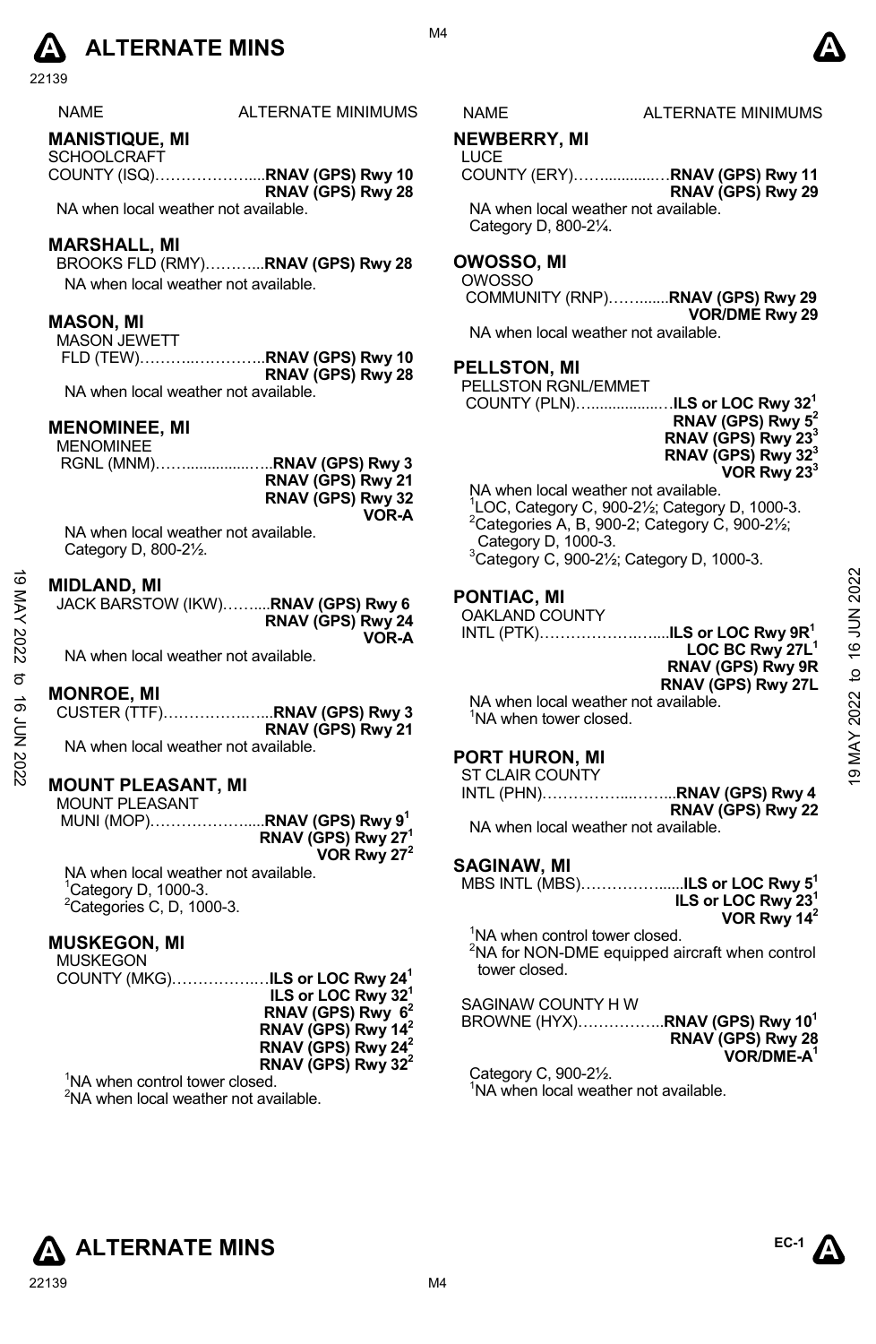# ALTERNATE MINS

| NAME | ALTERNATE MINIMUMS |
|---|---|

## MANISTIQUE, MI
SCHOOLCRAFT COUNTY (ISQ)……………….....**RNAV (GPS) Rwy 10**
**RNAV (GPS) Rwy 28**

NA when local weather not available.

## MARSHALL, MI
BROOKS FLD (RMY)………...**RNAV (GPS) Rwy 28**

NA when local weather not available.

## MASON, MI
MASON JEWETT FLD (TEW)………..…………..**RNAV (GPS) Rwy 10**
**RNAV (GPS) Rwy 28**

NA when local weather not available.

## MENOMINEE, MI
MENOMINEE RGNL (MNM)……...............…..**RNAV (GPS) Rwy 3**
**RNAV (GPS) Rwy 21**
**RNAV (GPS) Rwy 32**
**VOR-A**

NA when local weather not available.
Category D, 800-2½.

## MIDLAND, MI
JACK BARSTOW (IKW)……....**RNAV (GPS) Rwy 6**
**RNAV (GPS) Rwy 24**
**VOR-A**

NA when local weather not available.

## MONROE, MI
CUSTER (TTF)……………..…...**RNAV (GPS) Rwy 3**
**RNAV (GPS) Rwy 21**

NA when local weather not available.

## MOUNT PLEASANT, MI
MOUNT PLEASANT MUNI (MOP)………………….....**RNAV (GPS) Rwy 9**[1]
**RNAV (GPS) Rwy 27**[1]
**VOR Rwy 27**[2]

NA when local weather not available.
[1]Category D, 1000-3.
[2]Categories C, D, 1000-3.

## MUSKEGON, MI
MUSKEGON COUNTY (MKG)……………..…**ILS or LOC Rwy 24**[1]
**ILS or LOC Rwy 32**[1]
**RNAV (GPS) Rwy 6**[2]
**RNAV (GPS) Rwy 14**[2]
**RNAV (GPS) Rwy 24**[2]
**RNAV (GPS) Rwy 32**[2]

[1]NA when control tower closed.
[2]NA when local weather not available.

## NEWBERRY, MI
LUCE COUNTY (ERY)……............…**RNAV (GPS) Rwy 11**
**RNAV (GPS) Rwy 29**

NA when local weather not available.
Category D, 800-2¼.

## OWOSSO, MI
OWOSSO COMMUNITY (RNP)……......**RNAV (GPS) Rwy 29**
**VOR/DME Rwy 29**

NA when local weather not available.

## PELLSTON, MI
PELLSTON RGNL/EMMET COUNTY (PLN)…................…**ILS or LOC Rwy 32**[1]
**RNAV (GPS) Rwy 5**[2]
**RNAV (GPS) Rwy 23**[3]
**RNAV (GPS) Rwy 32**[3]
**VOR Rwy 23**[3]

NA when local weather not available.
[1]LOC, Category C, 900-2½; Category D, 1000-3.
[2]Categories A, B, 900-2; Category C, 900-2½; Category D, 1000-3.
[3]Category C, 900-2½; Category D, 1000-3.

## PONTIAC, MI
OAKLAND COUNTY INTL (PTK)…………………….....**ILS or LOC Rwy 9R**[1]
**LOC BC Rwy 27L**[1]
**RNAV (GPS) Rwy 9R**
**RNAV (GPS) Rwy 27L**

NA when local weather not available.
[1]NA when tower closed.

## PORT HURON, MI
ST CLAIR COUNTY INTL (PHN)……………...……...**RNAV (GPS) Rwy 4**
**RNAV (GPS) Rwy 22**

NA when local weather not available.

## SAGINAW, MI
MBS INTL (MBS)……………......**ILS or LOC Rwy 5**[1]
**ILS or LOC Rwy 23**[1]
**VOR Rwy 14**[2]

[1]NA when control tower closed.
[2]NA for NON-DME equipped aircraft when control tower closed.

SAGINAW COUNTY H W BROWNE (HYX)……………..**RNAV (GPS) Rwy 10**[1]
**RNAV (GPS) Rwy 28**
**VOR/DME-A**[1]

Category C, 900-2½.
[1]NA when local weather not available.

# ALTERNATE MINS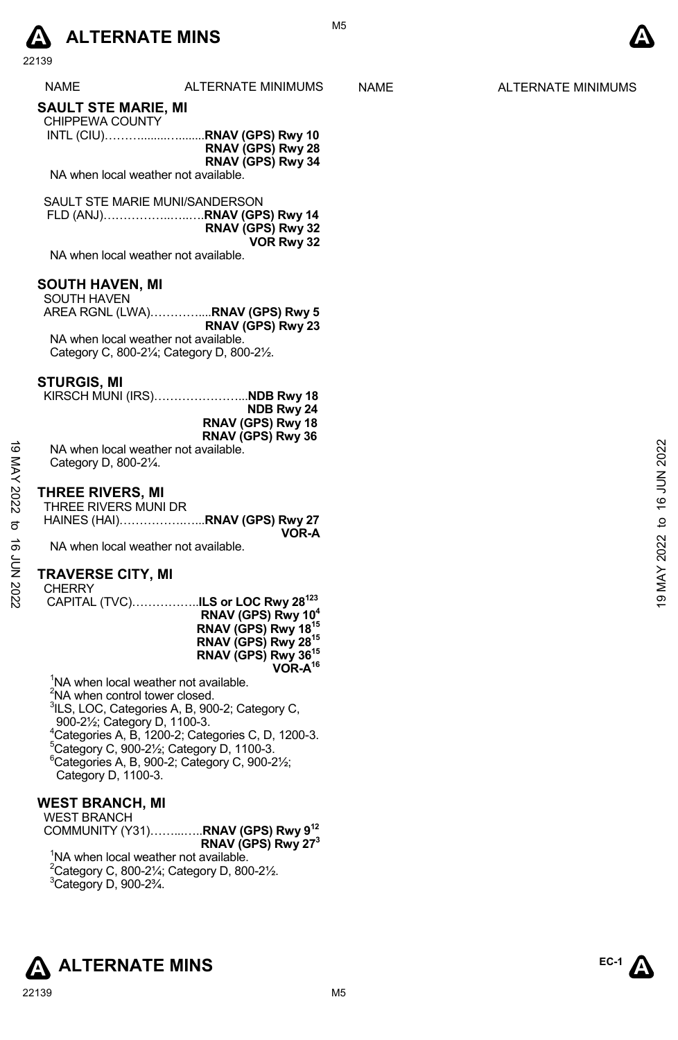| NAME | ALTERNATE MINIMUMS |
|---|---|

## SAULT STE MARIE, MI

CHIPPEWA COUNTY
INTL (CIU)………...........……..**RNAV (GPS) Rwy 10**
**RNAV (GPS) Rwy 28**
**RNAV (GPS) Rwy 34**

NA when local weather not available.

SAULT STE MARIE MUNI/SANDERSON
FLD (ANJ)……………..…..….**RNAV (GPS) Rwy 14**
**RNAV (GPS) Rwy 32**
**VOR Rwy 32**

NA when local weather not available.

## SOUTH HAVEN, MI

SOUTH HAVEN
AREA RGNL (LWA)…………....**RNAV (GPS) Rwy 5**
**RNAV (GPS) Rwy 23**

NA when local weather not available.
Category C, 800-2¼; Category D, 800-2½.

## STURGIS, MI

KIRSCH MUNI (IRS)…………………...**NDB Rwy 18**
**NDB Rwy 24**
**RNAV (GPS) Rwy 18**
**RNAV (GPS) Rwy 36**

NA when local weather not available.
Category D, 800-2¼.

## THREE RIVERS, MI

THREE RIVERS MUNI DR
HAINES (HAI)……………..…...**RNAV (GPS) Rwy 27**
**VOR-A**

NA when local weather not available.

## TRAVERSE CITY, MI

CHERRY
CAPITAL (TVC)……………..**ILS or LOC Rwy 28**[123]
**RNAV (GPS) Rwy 10**[4]
**RNAV (GPS) Rwy 18**[15]
**RNAV (GPS) Rwy 28**[15]
**RNAV (GPS) Rwy 36**[15]
**VOR-A**[16]

[1]NA when local weather not available.
[2]NA when control tower closed.
[3]ILS, LOC, Categories A, B, 900-2; Category C, 900-2½; Category D, 1100-3.
[4]Categories A, B, 1200-2; Categories C, D, 1200-3.
[5]Category C, 900-2½; Category D, 1100-3.
[6]Categories A, B, 900-2; Category C, 900-2½; Category D, 1100-3.

## WEST BRANCH, MI

WEST BRANCH
COMMUNITY (Y31)……...…..**RNAV (GPS) Rwy 9**[12]
**RNAV (GPS) Rwy 27**[3]

[1]NA when local weather not available.
[2]Category C, 800-2¼; Category D, 800-2½.
[3]Category D, 900-2¾.